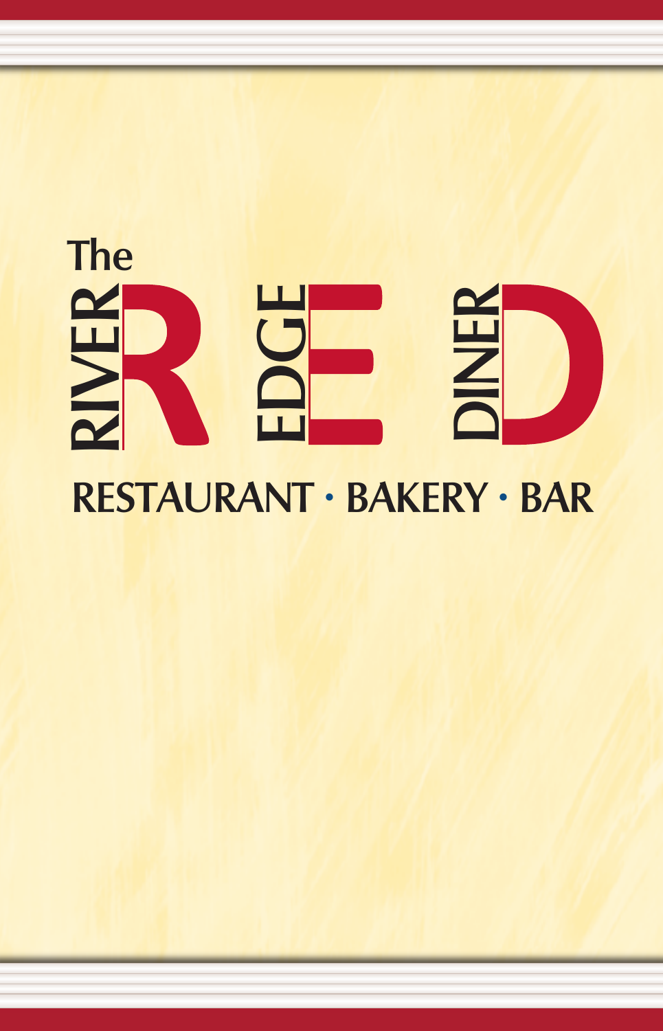# The River Edge Diner

RESTAURANT • BAKERY • BAR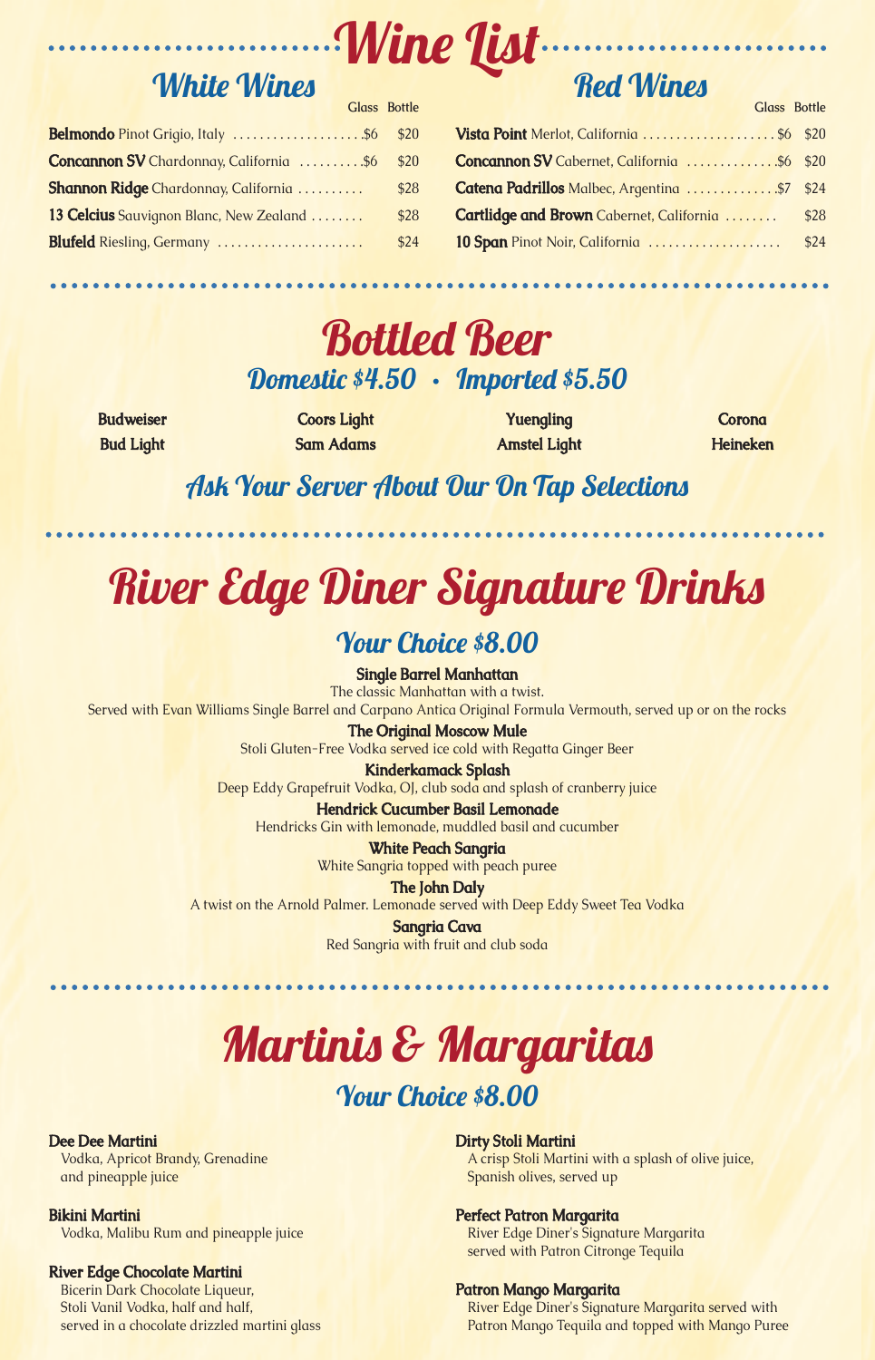# Wine List

## White Wines

| | Glass | Bottle |
|---|---|---|
| **Belmondo** Pinot Grigio, Italy | $6 | $20 |
| **Concannon SV** Chardonnay, California | $6 | $20 |
| **Shannon Ridge** Chardonnay, California | | $28 |
| **13 Celcius** Sauvignon Blanc, New Zealand | | $28 |
| **Blufeld** Riesling, Germany | | $24 |

## Red Wines

| | Glass | Bottle |
|---|---|---|
| **Vista Point** Merlot, California | $6 | $20 |
| **Concannon SV** Cabernet, California | $6 | $20 |
| **Catena Padrillos** Malbec, Argentina | $7 | $24 |
| **Cartlidge and Brown** Cabernet, California | | $28 |
| **10 Span** Pinot Noir, California | | $24 |

# Bottled Beer

### Domestic $4.50 • Imported $5.50

Budweiser
Bud Light
Coors Light
Sam Adams
Yuengling
Amstel Light
Corona
Heineken

### Ask Your Server About Our On Tap Selections

# River Edge Diner Signature Drinks

### Your Choice $8.00

**Single Barrel Manhattan**
The classic Manhattan with a twist.
Served with Evan Williams Single Barrel and Carpano Antica Original Formula Vermouth, served up or on the rocks

**The Original Moscow Mule**
Stoli Gluten-Free Vodka served ice cold with Regatta Ginger Beer

**Kinderkamack Splash**
Deep Eddy Grapefruit Vodka, OJ, club soda and splash of cranberry juice

**Hendrick Cucumber Basil Lemonade**
Hendricks Gin with lemonade, muddled basil and cucumber

**White Peach Sangria**
White Sangria topped with peach puree

**The John Daly**
A twist on the Arnold Palmer. Lemonade served with Deep Eddy Sweet Tea Vodka

**Sangria Cava**
Red Sangria with fruit and club soda

# Martinis & Margaritas

### Your Choice $8.00

**Dee Dee Martini**
Vodka, Apricot Brandy, Grenadine and pineapple juice

**Bikini Martini**
Vodka, Malibu Rum and pineapple juice

**River Edge Chocolate Martini**
Bicerin Dark Chocolate Liqueur, Stoli Vanil Vodka, half and half, served in a chocolate drizzled martini glass

**Dirty Stoli Martini**
A crisp Stoli Martini with a splash of olive juice, Spanish olives, served up

**Perfect Patron Margarita**
River Edge Diner's Signature Margarita served with Patron Citronge Tequila

**Patron Mango Margarita**
River Edge Diner's Signature Margarita served with Patron Mango Tequila and topped with Mango Puree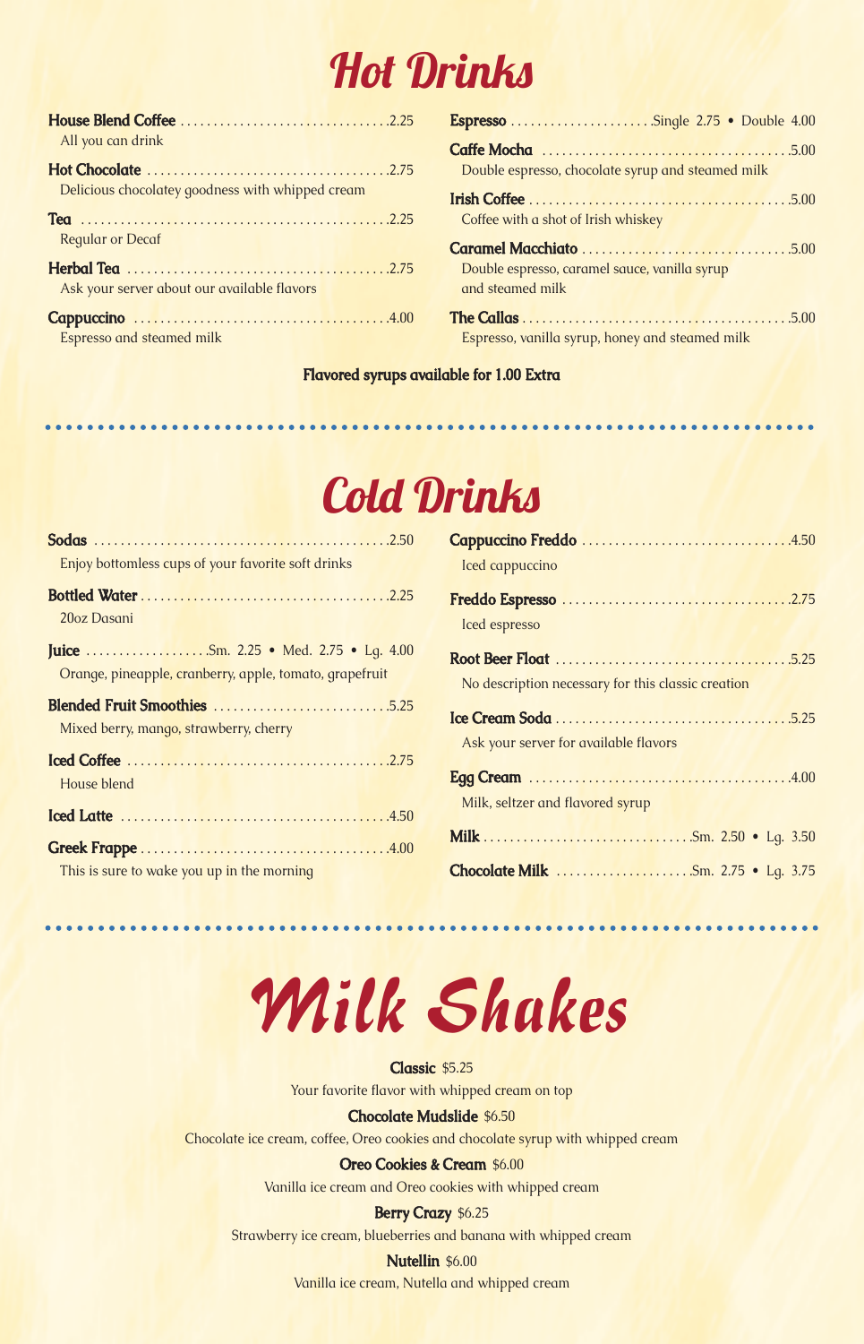# Hot Drinks

**House Blend Coffee** ................................ 2.25
All you can drink

**Hot Chocolate** ................................ 2.75
Delicious chocolatey goodness with whipped cream

**Tea** ................................ 2.25
Regular or Decaf

**Herbal Tea** ................................ 2.75
Ask your server about our available flavors

**Cappuccino** ................................ 4.00
Espresso and steamed milk

**Espresso** ................................ Single 2.75 • Double 4.00

**Caffe Mocha** ................................ 5.00
Double espresso, chocolate syrup and steamed milk

**Irish Coffee** ................................ 5.00
Coffee with a shot of Irish whiskey

**Caramel Macchiato** ................................ 5.00
Double espresso, caramel sauce, vanilla syrup and steamed milk

**The Callas** ................................ 5.00
Espresso, vanilla syrup, honey and steamed milk

**Flavored syrups available for 1.00 Extra**

# Cold Drinks

**Sodas** ................................ 2.50
Enjoy bottomless cups of your favorite soft drinks

**Bottled Water** ................................ 2.25
20oz Dasani

**Juice** ................................ Sm. 2.25 • Med. 2.75 • Lg. 4.00
Orange, pineapple, cranberry, apple, tomato, grapefruit

**Blended Fruit Smoothies** ................................ 5.25
Mixed berry, mango, strawberry, cherry

**Iced Coffee** ................................ 2.75
House blend

**Iced Latte** ................................ 4.50

**Greek Frappe** ................................ 4.00
This is sure to wake you up in the morning

**Cappuccino Freddo** ................................ 4.50
Iced cappuccino

**Freddo Espresso** ................................ 2.75
Iced espresso

**Root Beer Float** ................................ 5.25
No description necessary for this classic creation

**Ice Cream Soda** ................................ 5.25
Ask your server for available flavors

**Egg Cream** ................................ 4.00
Milk, seltzer and flavored syrup

**Milk** ................................ Sm. 2.50 • Lg. 3.50

**Chocolate Milk** ................................ Sm. 2.75 • Lg. 3.75

# Milk Shakes

**Classic** $5.25
Your favorite flavor with whipped cream on top

**Chocolate Mudslide** $6.50
Chocolate ice cream, coffee, Oreo cookies and chocolate syrup with whipped cream

**Oreo Cookies & Cream** $6.00
Vanilla ice cream and Oreo cookies with whipped cream

**Berry Crazy** $6.25
Strawberry ice cream, blueberries and banana with whipped cream

**Nutellin** $6.00
Vanilla ice cream, Nutella and whipped cream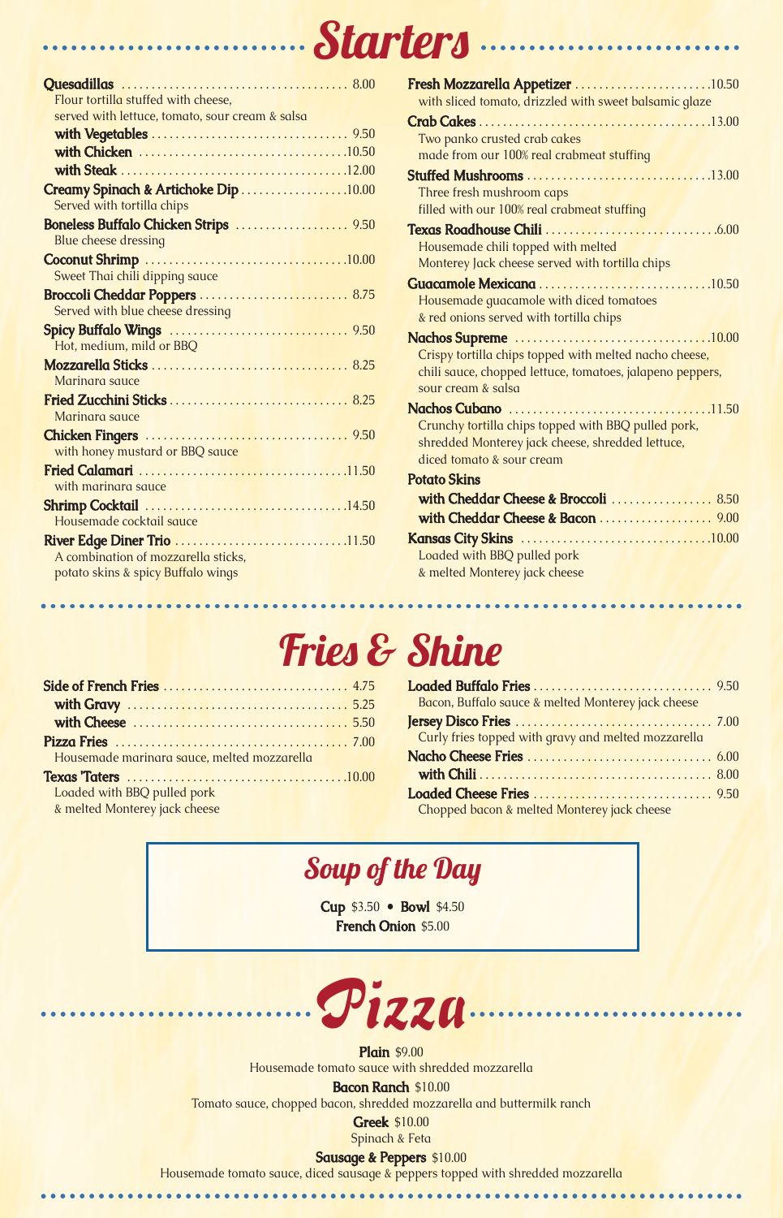# Starters

**Quesadillas** 8.00
Flour tortilla stuffed with cheese, served with lettuce, tomato, sour cream & salsa
- **with Vegetables** 9.50
- **with Chicken** 10.50
- **with Steak** 12.00

**Creamy Spinach & Artichoke Dip** 10.00
Served with tortilla chips

**Boneless Buffalo Chicken Strips** 9.50
Blue cheese dressing

**Coconut Shrimp** 10.00
Sweet Thai chili dipping sauce

**Broccoli Cheddar Poppers** 8.75
Served with blue cheese dressing

**Spicy Buffalo Wings** 9.50
Hot, medium, mild or BBQ

**Mozzarella Sticks** 8.25
Marinara sauce

**Fried Zucchini Sticks** 8.25
Marinara sauce

**Chicken Fingers** 9.50
with honey mustard or BBQ sauce

**Fried Calamari** 11.50
with marinara sauce

**Shrimp Cocktail** 14.50
Housemade cocktail sauce

**River Edge Diner Trio** 11.50
A combination of mozzarella sticks, potato skins & spicy Buffalo wings

**Fresh Mozzarella Appetizer** 10.50
with sliced tomato, drizzled with sweet balsamic glaze

**Crab Cakes** 13.00
Two panko crusted crab cakes made from our 100% real crabmeat stuffing

**Stuffed Mushrooms** 13.00
Three fresh mushroom caps filled with our 100% real crabmeat stuffing

**Texas Roadhouse Chili** 6.00
Housemade chili topped with melted Monterey Jack cheese served with tortilla chips

**Guacamole Mexicana** 10.50
Housemade guacamole with diced tomatoes & red onions served with tortilla chips

**Nachos Supreme** 10.00
Crispy tortilla chips topped with melted nacho cheese, chili sauce, chopped lettuce, tomatoes, jalapeno peppers, sour cream & salsa

**Nachos Cubano** 11.50
Crunchy tortilla chips topped with BBQ pulled pork, shredded Monterey jack cheese, shredded lettuce, diced tomato & sour cream

**Potato Skins**
- **with Cheddar Cheese & Broccoli** 8.50
- **with Cheddar Cheese & Bacon** 9.00

**Kansas City Skins** 10.00
Loaded with BBQ pulled pork & melted Monterey jack cheese

# Fries & Shine

**Side of French Fries** 4.75
- **with Gravy** 5.25
- **with Cheese** 5.50

**Pizza Fries** 7.00
Housemade marinara sauce, melted mozzarella

**Texas 'Taters** 10.00
Loaded with BBQ pulled pork & melted Monterey jack cheese

**Loaded Buffalo Fries** 9.50
Bacon, Buffalo sauce & melted Monterey jack cheese

**Jersey Disco Fries** 7.00
Curly fries topped with gravy and melted mozzarella

**Nacho Cheese Fries** 6.00
- **with Chili** 8.00

**Loaded Cheese Fries** 9.50
Chopped bacon & melted Monterey jack cheese

## Soup of the Day

**Cup** $3.50 • **Bowl** $4.50
**French Onion** $5.00

# Pizza

**Plain** $9.00
Housemade tomato sauce with shredded mozzarella

**Bacon Ranch** $10.00
Tomato sauce, chopped bacon, shredded mozzarella and buttermilk ranch

**Greek** $10.00
Spinach & Feta

**Sausage & Peppers** $10.00
Housemade tomato sauce, diced sausage & peppers topped with shredded mozzarella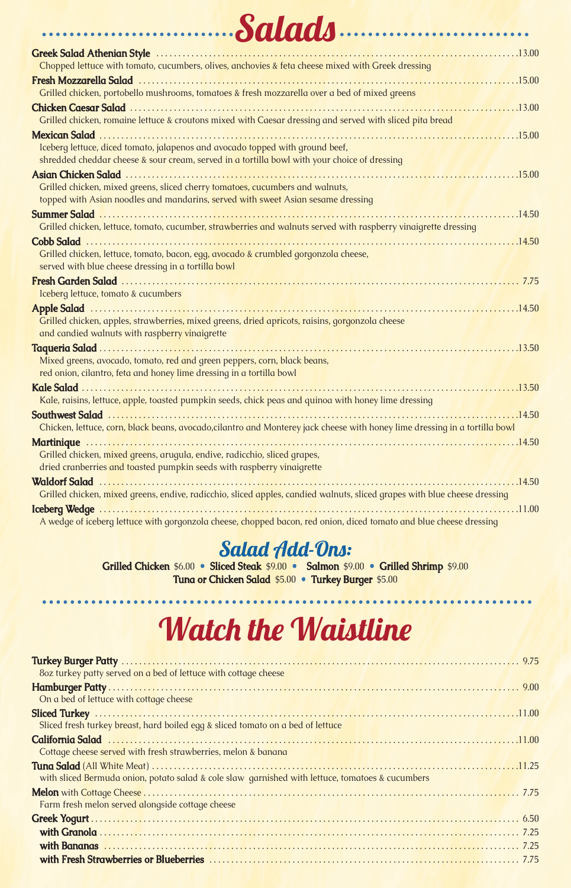# Salads

**Greek Salad Athenian Style** ........ 13.00
Chopped lettuce with tomato, cucumbers, olives, anchovies & feta cheese mixed with Greek dressing

**Fresh Mozzarella Salad** ........ 15.00
Grilled chicken, portobello mushrooms, tomatoes & fresh mozzarella over a bed of mixed greens

**Chicken Caesar Salad** ........ 13.00
Grilled chicken, romaine lettuce & croutons mixed with Caesar dressing and served with sliced pita bread

**Mexican Salad** ........ 15.00
Iceberg lettuce, diced tomato, jalapenos and avocado topped with ground beef,
shredded cheddar cheese & sour cream, served in a tortilla bowl with your choice of dressing

**Asian Chicken Salad** ........ 15.00
Grilled chicken, mixed greens, sliced cherry tomatoes, cucumbers and walnuts,
topped with Asian noodles and mandarins, served with sweet Asian sesame dressing

**Summer Salad** ........ 14.50
Grilled chicken, lettuce, tomato, cucumber, strawberries and walnuts served with raspberry vinaigrette dressing

**Cobb Salad** ........ 14.50
Grilled chicken, lettuce, tomato, bacon, egg, avocado & crumbled gorgonzola cheese,
served with blue cheese dressing in a tortilla bowl

**Fresh Garden Salad** ........ 7.75
Iceberg lettuce, tomato & cucumbers

**Apple Salad** ........ 14.50
Grilled chicken, apples, strawberries, mixed greens, dried apricots, raisins, gorgonzola cheese
and candied walnuts with raspberry vinaigrette

**Taqueria Salad** ........ 13.50
Mixed greens, avocado, tomato, red and green peppers, corn, black beans,
red onion, cilantro, feta and honey lime dressing in a tortilla bowl

**Kale Salad** ........ 13.50
Kale, raisins, lettuce, apple, toasted pumpkin seeds, chick peas and quinoa with honey lime dressing

**Southwest Salad** ........ 14.50
Chicken, lettuce, corn, black beans, avocado,cilantro and Monterey jack cheese with honey lime dressing in a tortilla bowl

**Martinique** ........ 14.50
Grilled chicken, mixed greens, arugula, endive, radicchio, sliced grapes,
dried cranberries and toasted pumpkin seeds with raspberry vinaigrette

**Waldorf Salad** ........ 14.50
Grilled chicken, mixed greens, endive, radicchio, sliced apples, candied walnuts, sliced grapes with blue cheese dressing

**Iceberg Wedge** ........ 11.00
A wedge of iceberg lettuce with gorgonzola cheese, chopped bacon, red onion, diced tomato and blue cheese dressing

## Salad Add-Ons:

**Grilled Chicken** $6.00 • **Sliced Steak** $9.00 • **Salmon** $9.00 • **Grilled Shrimp** $9.00
**Tuna or Chicken Salad** $5.00 • **Turkey Burger** $5.00

# Watch the Waistline

**Turkey Burger Patty** ........ 9.75
8oz turkey patty served on a bed of lettuce with cottage cheese

**Hamburger Patty** ........ 9.00
On a bed of lettuce with cottage cheese

**Sliced Turkey** ........ 11.00
Sliced fresh turkey breast, hard boiled egg & sliced tomato on a bed of lettuce

**California Salad** ........ 11.00
Cottage cheese served with fresh strawberries, melon & banana

**Tuna Salad** (All White Meat) ........ 11.25
with sliced Bermuda onion, potato salad & cole slaw garnished with lettuce, tomatoes & cucumbers

**Melon** with Cottage Cheese ........ 7.75
Farm fresh melon served alongside cottage cheese

**Greek Yogurt** ........ 6.50
- **with Granola** ........ 7.25
- **with Bananas** ........ 7.25
- **with Fresh Strawberries or Blueberries** ........ 7.75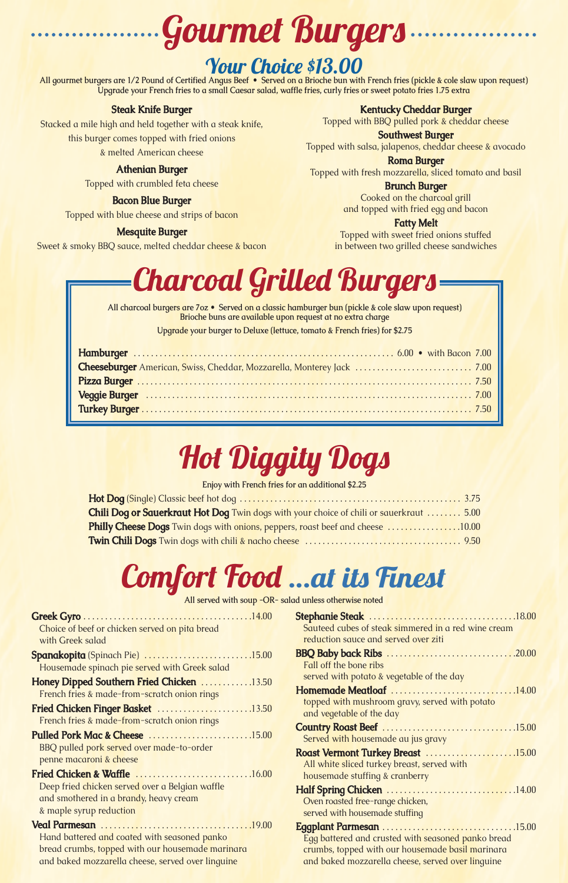# Gourmet Burgers

## Your Choice $13.00

All gourmet burgers are 1/2 Pound of Certified Angus Beef • Served on a Brioche bun with French fries (pickle & cole slaw upon request)
Upgrade your French fries to a small Caesar salad, waffle fries, curly fries or sweet potato fries 1.75 extra

**Steak Knife Burger**
Stacked a mile high and held together with a steak knife, this burger comes topped with fried onions & melted American cheese

**Athenian Burger**
Topped with crumbled feta cheese

**Bacon Blue Burger**
Topped with blue cheese and strips of bacon

**Mesquite Burger**
Sweet & smoky BBQ sauce, melted cheddar cheese & bacon

**Kentucky Cheddar Burger**
Topped with BBQ pulled pork & cheddar cheese

**Southwest Burger**
Topped with salsa, jalapenos, cheddar cheese & avocado

**Roma Burger**
Topped with fresh mozzarella, sliced tomato and basil

**Brunch Burger**
Cooked on the charcoal grill and topped with fried egg and bacon

**Fatty Melt**
Topped with sweet fried onions stuffed in between two grilled cheese sandwiches

# Charcoal Grilled Burgers

All charcoal burgers are 7oz • Served on a classic hamburger bun (pickle & cole slaw upon request)
Brioche buns are available upon request at no extra charge

Upgrade your burger to Deluxe (lettuce, tomato & French fries) for $2.75

- **Hamburger** ... 6.00 • with Bacon 7.00
- **Cheeseburger** American, Swiss, Cheddar, Mozzarella, Monterey Jack ... 7.00
- **Pizza Burger** ... 7.50
- **Veggie Burger** ... 7.00
- **Turkey Burger** ... 7.50

# Hot Diggity Dogs

Enjoy with French fries for an additional $2.25

- **Hot Dog** (Single) Classic beef hot dog ... 3.75
- **Chili Dog or Sauerkraut Hot Dog** Twin dogs with your choice of chili or sauerkraut ... 5.00
- **Philly Cheese Dogs** Twin dogs with onions, peppers, roast beef and cheese ... 10.00
- **Twin Chili Dogs** Twin dogs with chili & nacho cheese ... 9.50

# Comfort Food ...at its Finest

All served with soup -OR- salad unless otherwise noted

**Greek Gyro** ... 14.00
Choice of beef or chicken served on pita bread with Greek salad

**Spanakopita** (Spinach Pie) ... 15.00
Housemade spinach pie served with Greek salad

**Honey Dipped Southern Fried Chicken** ... 13.50
French fries & made-from-scratch onion rings

**Fried Chicken Finger Basket** ... 13.50
French fries & made-from-scratch onion rings

**Pulled Pork Mac & Cheese** ... 15.00
BBQ pulled pork served over made-to-order penne macaroni & cheese

**Fried Chicken & Waffle** ... 16.00
Deep fried chicken served over a Belgian waffle and smothered in a brandy, heavy cream & maple syrup reduction

**Veal Parmesan** ... 19.00
Hand battered and coated with seasoned panko bread crumbs, topped with our housemade marinara and baked mozzarella cheese, served over linguine

**Stephanie Steak** ... 18.00
Sauteed cubes of steak simmered in a red wine cream reduction sauce and served over ziti

**BBQ Baby back Ribs** ... 20.00
Fall off the bone ribs served with potato & vegetable of the day

**Homemade Meatloaf** ... 14.00
topped with mushroom gravy, served with potato and vegetable of the day

**Country Roast Beef** ... 15.00
Served with housemade au jus gravy

**Roast Vermont Turkey Breast** ... 15.00
All white sliced turkey breast, served with housemade stuffing & cranberry

**Half Spring Chicken** ... 14.00
Oven roasted free-range chicken, served with housemade stuffing

**Eggplant Parmesan** ... 15.00
Egg battered and crusted with seasoned panko bread crumbs, topped with our housemade basil marinara and baked mozzarella cheese, served over linguine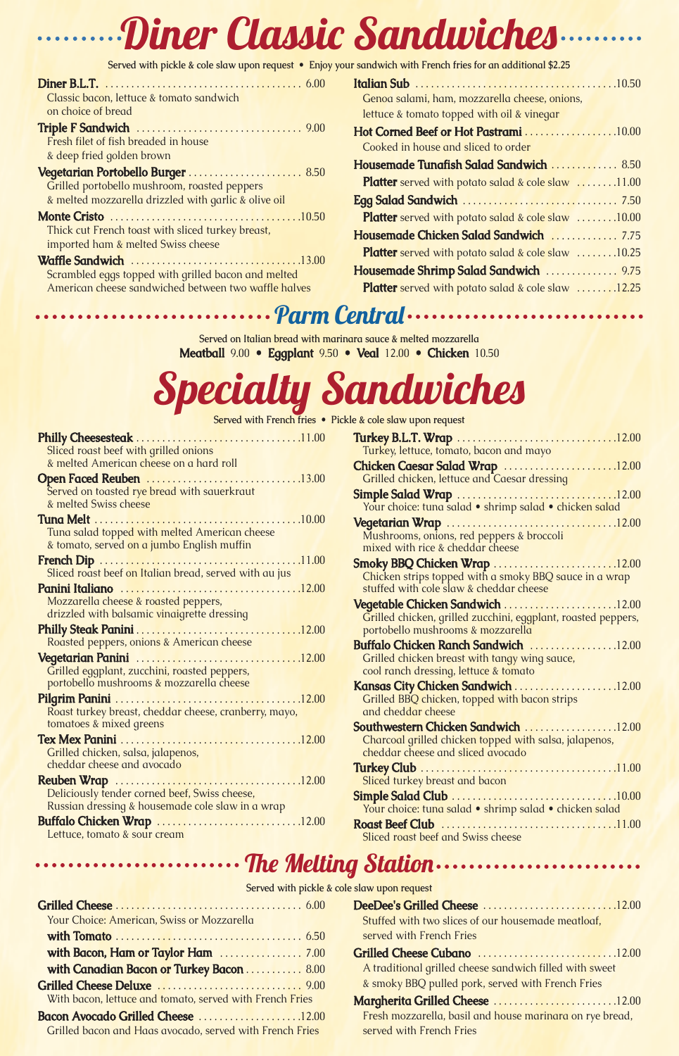# Diner Classic Sandwiches

Served with pickle & cole slaw upon request • Enjoy your sandwich with French fries for an additional $2.25

**Diner B.L.T.** ........ 6.00
Classic bacon, lettuce & tomato sandwich on choice of bread

**Triple F Sandwich** ........ 9.00
Fresh filet of fish breaded in house & deep fried golden brown

**Vegetarian Portobello Burger** ........ 8.50
Grilled portobello mushroom, roasted peppers & melted mozzarella drizzled with garlic & olive oil

**Monte Cristo** ........ 10.50
Thick cut French toast with sliced turkey breast, imported ham & melted Swiss cheese

**Waffle Sandwich** ........ 13.00
Scrambled eggs topped with grilled bacon and melted American cheese sandwiched between two waffle halves

**Italian Sub** ........ 10.50
Genoa salami, ham, mozzarella cheese, onions, lettuce & tomato topped with oil & vinegar

**Hot Corned Beef or Hot Pastrami** ........ 10.00
Cooked in house and sliced to order

**Housemade Tunafish Salad Sandwich** ........ 8.50
**Platter** served with potato salad & cole slaw ........ 11.00

**Egg Salad Sandwich** ........ 7.50
**Platter** served with potato salad & cole slaw ........ 10.00

**Housemade Chicken Salad Sandwich** ........ 7.75
**Platter** served with potato salad & cole slaw ........ 10.25

**Housemade Shrimp Salad Sandwich** ........ 9.75
**Platter** served with potato salad & cole slaw ........ 12.25

## Parm Central

Served on Italian bread with marinara sauce & melted mozzarella

**Meatball** 9.00 • **Eggplant** 9.50 • **Veal** 12.00 • **Chicken** 10.50

# Specialty Sandwiches

Served with French fries • Pickle & cole slaw upon request

**Philly Cheesesteak** ........ 11.00
Sliced roast beef with grilled onions & melted American cheese on a hard roll

**Open Faced Reuben** ........ 13.00
Served on toasted rye bread with sauerkraut & melted Swiss cheese

**Tuna Melt** ........ 10.00
Tuna salad topped with melted American cheese & tomato, served on a jumbo English muffin

**French Dip** ........ 11.00
Sliced roast beef on Italian bread, served with au jus

**Panini Italiano** ........ 12.00
Mozzarella cheese & roasted peppers, drizzled with balsamic vinaigrette dressing

**Philly Steak Panini** ........ 12.00
Roasted peppers, onions & American cheese

**Vegetarian Panini** ........ 12.00
Grilled eggplant, zucchini, roasted peppers, portobello mushrooms & mozzarella cheese

**Pilgrim Panini** ........ 12.00
Roast turkey breast, cheddar cheese, cranberry, mayo, tomatoes & mixed greens

**Tex Mex Panini** ........ 12.00
Grilled chicken, salsa, jalapenos, cheddar cheese and avocado

**Reuben Wrap** ........ 12.00
Deliciously tender corned beef, Swiss cheese, Russian dressing & housemade cole slaw in a wrap

**Buffalo Chicken Wrap** ........ 12.00
Lettuce, tomato & sour cream

**Turkey B.L.T. Wrap** ........ 12.00
Turkey, lettuce, tomato, bacon and mayo

**Chicken Caesar Salad Wrap** ........ 12.00
Grilled chicken, lettuce and Caesar dressing

**Simple Salad Wrap** ........ 12.00
Your choice: tuna salad • shrimp salad • chicken salad

**Vegetarian Wrap** ........ 12.00
Mushrooms, onions, red peppers & broccoli mixed with rice & cheddar cheese

**Smoky BBQ Chicken Wrap** ........ 12.00
Chicken strips topped with a smoky BBQ sauce in a wrap stuffed with cole slaw & cheddar cheese

**Vegetable Chicken Sandwich** ........ 12.00
Grilled chicken, grilled zucchini, eggplant, roasted peppers, portobello mushrooms & mozzarella

**Buffalo Chicken Ranch Sandwich** ........ 12.00
Grilled chicken breast with tangy wing sauce, cool ranch dressing, lettuce & tomato

**Kansas City Chicken Sandwich** ........ 12.00
Grilled BBQ chicken, topped with bacon strips and cheddar cheese

**Southwestern Chicken Sandwich** ........ 12.00
Charcoal grilled chicken topped with salsa, jalapenos, cheddar cheese and sliced avocado

**Turkey Club** ........ 11.00
Sliced turkey breast and bacon

**Simple Salad Club** ........ 10.00
Your choice: tuna salad • shrimp salad • chicken salad

**Roast Beef Club** ........ 11.00
Sliced roast beef and Swiss cheese

## The Melting Station

Served with pickle & cole slaw upon request

**Grilled Cheese** ........ 6.00
Your Choice: American, Swiss or Mozzarella
**with Tomato** ........ 6.50
**with Bacon, Ham or Taylor Ham** ........ 7.00
**with Canadian Bacon or Turkey Bacon** ........ 8.00

**Grilled Cheese Deluxe** ........ 9.00
With bacon, lettuce and tomato, served with French Fries

**Bacon Avocado Grilled Cheese** ........ 12.00
Grilled bacon and Haas avocado, served with French Fries

**DeeDee's Grilled Cheese** ........ 12.00
Stuffed with two slices of our housemade meatloaf, served with French Fries

**Grilled Cheese Cubano** ........ 12.00
A traditional grilled cheese sandwich filled with sweet & smoky BBQ pulled pork, served with French Fries

**Margherita Grilled Cheese** ........ 12.00
Fresh mozzarella, basil and house marinara on rye bread, served with French Fries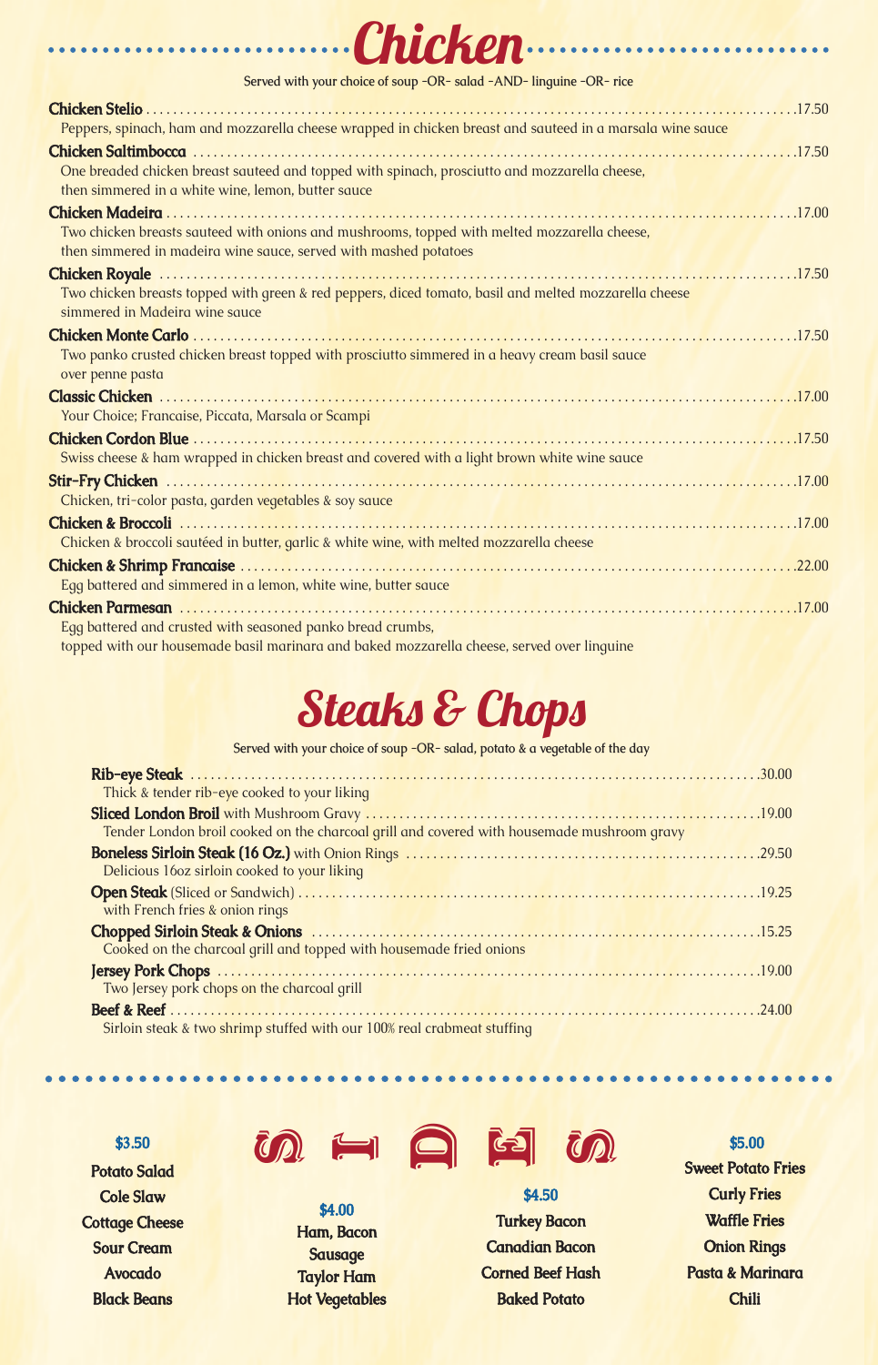# Chicken

Served with your choice of soup -OR- salad -AND- linguine -OR- rice

**Chicken Stelio** ........ 17.50
Peppers, spinach, ham and mozzarella cheese wrapped in chicken breast and sauteed in a marsala wine sauce

**Chicken Saltimbocca** ........ 17.50
One breaded chicken breast sauteed and topped with spinach, prosciutto and mozzarella cheese, then simmered in a white wine, lemon, butter sauce

**Chicken Madeira** ........ 17.00
Two chicken breasts sauteed with onions and mushrooms, topped with melted mozzarella cheese, then simmered in madeira wine sauce, served with mashed potatoes

**Chicken Royale** ........ 17.50
Two chicken breasts topped with green & red peppers, diced tomato, basil and melted mozzarella cheese simmered in Madeira wine sauce

**Chicken Monte Carlo** ........ 17.50
Two panko crusted chicken breast topped with prosciutto simmered in a heavy cream basil sauce over penne pasta

**Classic Chicken** ........ 17.00
Your Choice; Francaise, Piccata, Marsala or Scampi

**Chicken Cordon Blue** ........ 17.50
Swiss cheese & ham wrapped in chicken breast and covered with a light brown white wine sauce

**Stir-Fry Chicken** ........ 17.00
Chicken, tri-color pasta, garden vegetables & soy sauce

**Chicken & Broccoli** ........ 17.00
Chicken & broccoli sautéed in butter, garlic & white wine, with melted mozzarella cheese

**Chicken & Shrimp Francaise** ........ 22.00
Egg battered and simmered in a lemon, white wine, butter sauce

**Chicken Parmesan** ........ 17.00
Egg battered and crusted with seasoned panko bread crumbs, topped with our housemade basil marinara and baked mozzarella cheese, served over linguine

# Steaks & Chops

Served with your choice of soup -OR- salad, potato & a vegetable of the day

**Rib-eye Steak** ........ 30.00
Thick & tender rib-eye cooked to your liking

**Sliced London Broil** with Mushroom Gravy ........ 19.00
Tender London broil cooked on the charcoal grill and covered with housemade mushroom gravy

**Boneless Sirloin Steak (16 Oz.)** with Onion Rings ........ 29.50
Delicious 16oz sirloin cooked to your liking

**Open Steak** (Sliced or Sandwich) ........ 19.25
with French fries & onion rings

**Chopped Sirloin Steak & Onions** ........ 15.25
Cooked on the charcoal grill and topped with housemade fried onions

**Jersey Pork Chops** ........ 19.00
Two Jersey pork chops on the charcoal grill

**Beef & Reef** ........ 24.00
Sirloin steak & two shrimp stuffed with our 100% real crabmeat stuffing

# SIDES

**$3.50**
- Potato Salad
- Cole Slaw
- Cottage Cheese
- Sour Cream
- Avocado
- Black Beans

**$4.00**
- Ham, Bacon
- Sausage
- Taylor Ham
- Hot Vegetables

**$4.50**
- Turkey Bacon
- Canadian Bacon
- Corned Beef Hash
- Baked Potato

**$5.00**
- Sweet Potato Fries
- Curly Fries
- Waffle Fries
- Onion Rings
- Pasta & Marinara
- Chili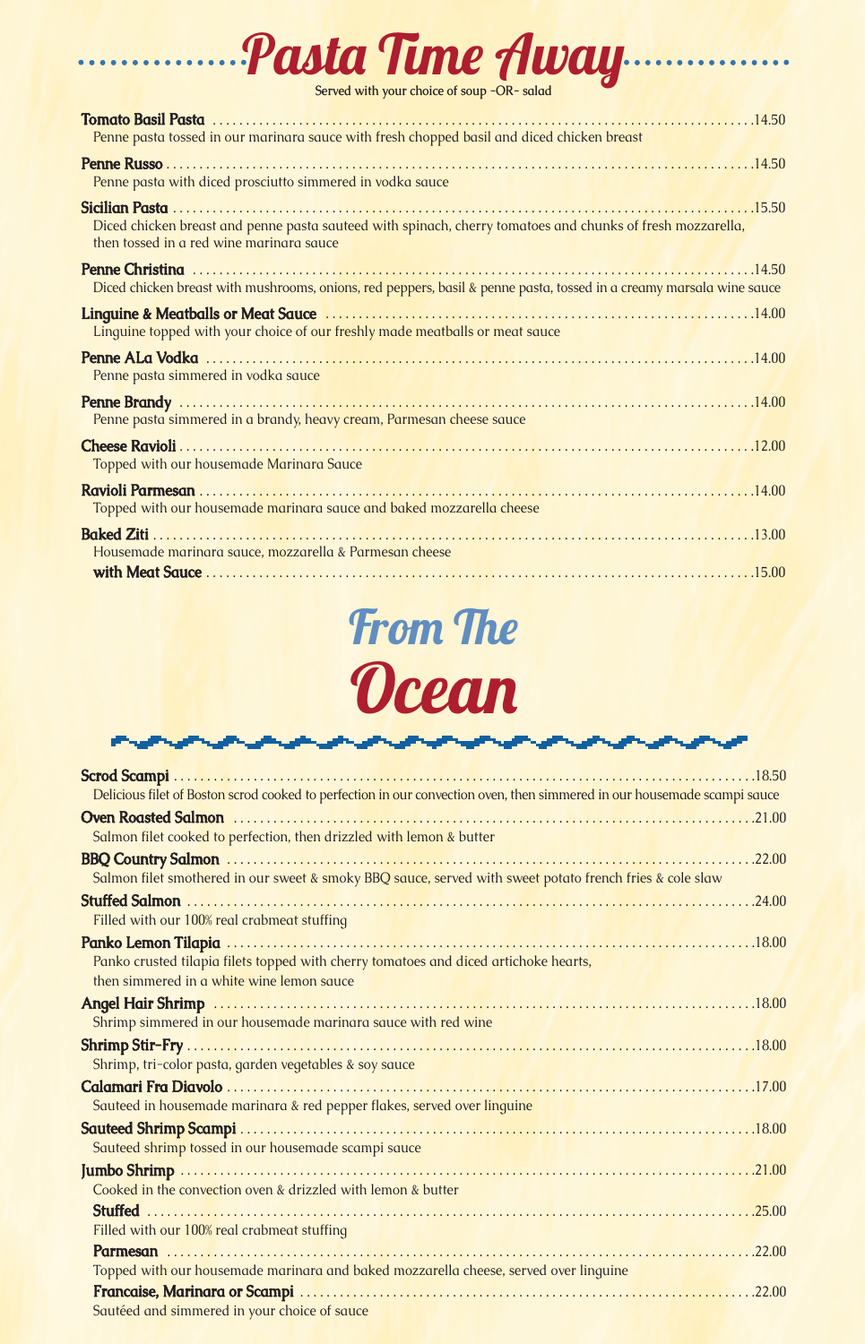# Pasta Time Away

Served with your choice of soup -OR- salad

**Tomato Basil Pasta** ........ 14.50
Penne pasta tossed in our marinara sauce with fresh chopped basil and diced chicken breast

**Penne Russo** ........ 14.50
Penne pasta with diced prosciutto simmered in vodka sauce

**Sicilian Pasta** ........ 15.50
Diced chicken breast and penne pasta sauteed with spinach, cherry tomatoes and chunks of fresh mozzarella, then tossed in a red wine marinara sauce

**Penne Christina** ........ 14.50
Diced chicken breast with mushrooms, onions, red peppers, basil & penne pasta, tossed in a creamy marsala wine sauce

**Linguine & Meatballs or Meat Sauce** ........ 14.00
Linguine topped with your choice of our freshly made meatballs or meat sauce

**Penne ALa Vodka** ........ 14.00
Penne pasta simmered in vodka sauce

**Penne Brandy** ........ 14.00
Penne pasta simmered in a brandy, heavy cream, Parmesan cheese sauce

**Cheese Ravioli** ........ 12.00
Topped with our housemade Marinara Sauce

**Ravioli Parmesan** ........ 14.00
Topped with our housemade marinara sauce and baked mozzarella cheese

**Baked Ziti** ........ 13.00
Housemade marinara sauce, mozzarella & Parmesan cheese

**with Meat Sauce** ........ 15.00

# From The Ocean

**Scrod Scampi** ........ 18.50
Delicious filet of Boston scrod cooked to perfection in our convection oven, then simmered in our housemade scampi sauce

**Oven Roasted Salmon** ........ 21.00
Salmon filet cooked to perfection, then drizzled with lemon & butter

**BBQ Country Salmon** ........ 22.00
Salmon filet smothered in our sweet & smoky BBQ sauce, served with sweet potato french fries & cole slaw

**Stuffed Salmon** ........ 24.00
Filled with our 100% real crabmeat stuffing

**Panko Lemon Tilapia** ........ 18.00
Panko crusted tilapia filets topped with cherry tomatoes and diced artichoke hearts, then simmered in a white wine lemon sauce

**Angel Hair Shrimp** ........ 18.00
Shrimp simmered in our housemade marinara sauce with red wine

**Shrimp Stir-Fry** ........ 18.00
Shrimp, tri-color pasta, garden vegetables & soy sauce

**Calamari Fra Diavolo** ........ 17.00
Sauteed in housemade marinara & red pepper flakes, served over linguine

**Sauteed Shrimp Scampi** ........ 18.00
Sauteed shrimp tossed in our housemade scampi sauce

**Jumbo Shrimp** ........ 21.00
Cooked in the convection oven & drizzled with lemon & butter

**Stuffed** ........ 25.00
Filled with our 100% real crabmeat stuffing

**Parmesan** ........ 22.00
Topped with our housemade marinara and baked mozzarella cheese, served over linguine

**Francaise, Marinara or Scampi** ........ 22.00
Sautéed and simmered in your choice of sauce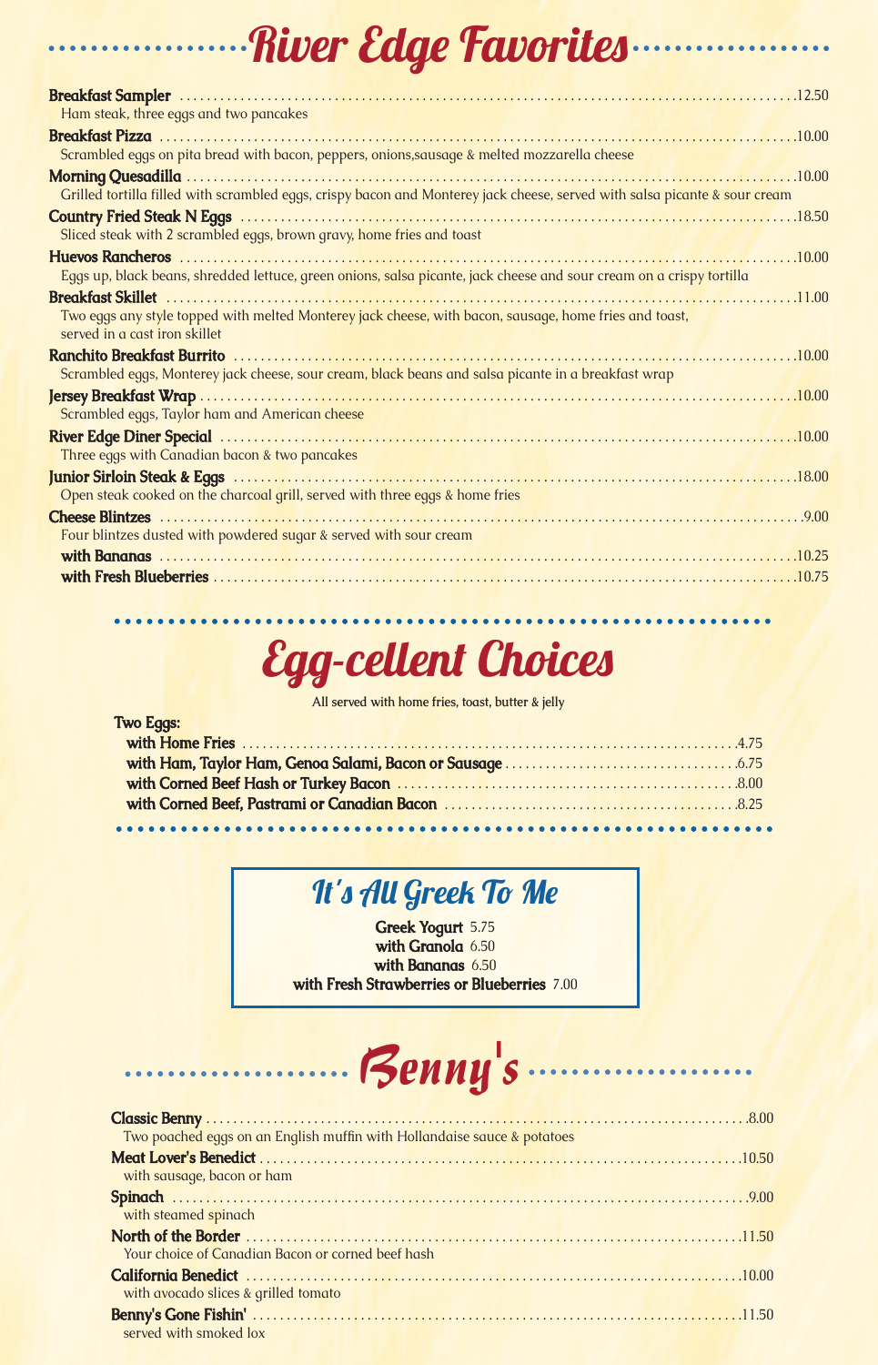# River Edge Favorites

**Breakfast Sampler** ........ 12.50
Ham steak, three eggs and two pancakes

**Breakfast Pizza** ........ 10.00
Scrambled eggs on pita bread with bacon, peppers, onions,sausage & melted mozzarella cheese

**Morning Quesadilla** ........ 10.00
Grilled tortilla filled with scrambled eggs, crispy bacon and Monterey jack cheese, served with salsa picante & sour cream

**Country Fried Steak N Eggs** ........ 18.50
Sliced steak with 2 scrambled eggs, brown gravy, home fries and toast

**Huevos Rancheros** ........ 10.00
Eggs up, black beans, shredded lettuce, green onions, salsa picante, jack cheese and sour cream on a crispy tortilla

**Breakfast Skillet** ........ 11.00
Two eggs any style topped with melted Monterey jack cheese, with bacon, sausage, home fries and toast, served in a cast iron skillet

**Ranchito Breakfast Burrito** ........ 10.00
Scrambled eggs, Monterey jack cheese, sour cream, black beans and salsa picante in a breakfast wrap

**Jersey Breakfast Wrap** ........ 10.00
Scrambled eggs, Taylor ham and American cheese

**River Edge Diner Special** ........ 10.00
Three eggs with Canadian bacon & two pancakes

**Junior Sirloin Steak & Eggs** ........ 18.00
Open steak cooked on the charcoal grill, served with three eggs & home fries

**Cheese Blintzes** ........ 9.00
Four blintzes dusted with powdered sugar & served with sour cream

**with Bananas** ........ 10.25

**with Fresh Blueberries** ........ 10.75

# Egg-cellent Choices

All served with home fries, toast, butter & jelly

**Two Eggs:**

- **with Home Fries** ........ 4.75
- **with Ham, Taylor Ham, Genoa Salami, Bacon or Sausage** ........ 6.75
- **with Corned Beef Hash or Turkey Bacon** ........ 8.00
- **with Corned Beef, Pastrami or Canadian Bacon** ........ 8.25

## It's All Greek To Me

**Greek Yogurt** 5.75
**with Granola** 6.50
**with Bananas** 6.50
**with Fresh Strawberries or Blueberries** 7.00

# Benny's

**Classic Benny** ........ 8.00
Two poached eggs on an English muffin with Hollandaise sauce & potatoes

**Meat Lover's Benedict** ........ 10.50
with sausage, bacon or ham

**Spinach** ........ 9.00
with steamed spinach

**North of the Border** ........ 11.50
Your choice of Canadian Bacon or corned beef hash

**California Benedict** ........ 10.00
with avocado slices & grilled tomato

**Benny's Gone Fishin'** ........ 11.50
served with smoked lox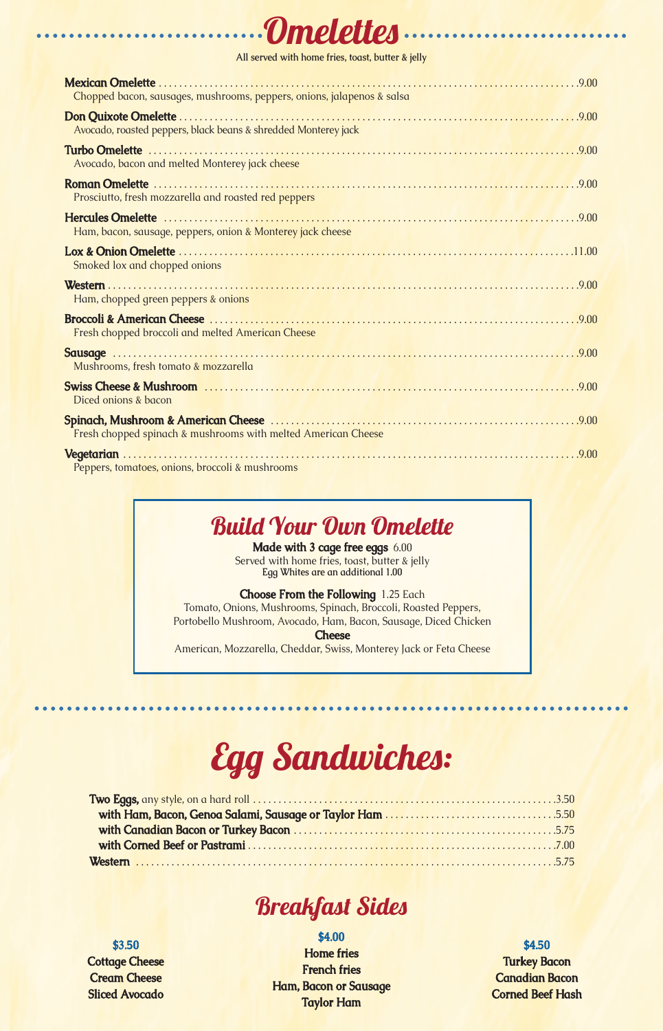# Omelettes

All served with home fries, toast, butter & jelly

**Mexican Omelette** ........ 9.00
Chopped bacon, sausages, mushrooms, peppers, onions, jalapenos & salsa

**Don Quixote Omelette** ........ 9.00
Avocado, roasted peppers, black beans & shredded Monterey jack

**Turbo Omelette** ........ 9.00
Avocado, bacon and melted Monterey jack cheese

**Roman Omelette** ........ 9.00
Prosciutto, fresh mozzarella and roasted red peppers

**Hercules Omelette** ........ 9.00
Ham, bacon, sausage, peppers, onion & Monterey jack cheese

**Lox & Onion Omelette** ........ 11.00
Smoked lox and chopped onions

**Western** ........ 9.00
Ham, chopped green peppers & onions

**Broccoli & American Cheese** ........ 9.00
Fresh chopped broccoli and melted American Cheese

**Sausage** ........ 9.00
Mushrooms, fresh tomato & mozzarella

**Swiss Cheese & Mushroom** ........ 9.00
Diced onions & bacon

**Spinach, Mushroom & American Cheese** ........ 9.00
Fresh chopped spinach & mushrooms with melted American Cheese

**Vegetarian** ........ 9.00
Peppers, tomatoes, onions, broccoli & mushrooms

## Build Your Own Omelette

**Made with 3 cage free eggs** 6.00
Served with home fries, toast, butter & jelly
Egg Whites are an additional 1.00

**Choose From the Following** 1.25 Each
Tomato, Onions, Mushrooms, Spinach, Broccoli, Roasted Peppers, Portobello Mushroom, Avocado, Ham, Bacon, Sausage, Diced Chicken

**Cheese**
American, Mozzarella, Cheddar, Swiss, Monterey Jack or Feta Cheese

# Egg Sandwiches:

**Two Eggs,** any style, on a hard roll ........ 3.50
- **with Ham, Bacon, Genoa Salami, Sausage or Taylor Ham** ........ 5.50
- **with Canadian Bacon or Turkey Bacon** ........ 5.75
- **with Corned Beef or Pastrami** ........ 7.00

**Western** ........ 5.75

## Breakfast Sides

**$3.50**
- Cottage Cheese
- Cream Cheese
- Sliced Avocado

**$4.00**
- Home fries
- French fries
- Ham, Bacon or Sausage
- Taylor Ham

**$4.50**
- Turkey Bacon
- Canadian Bacon
- Corned Beef Hash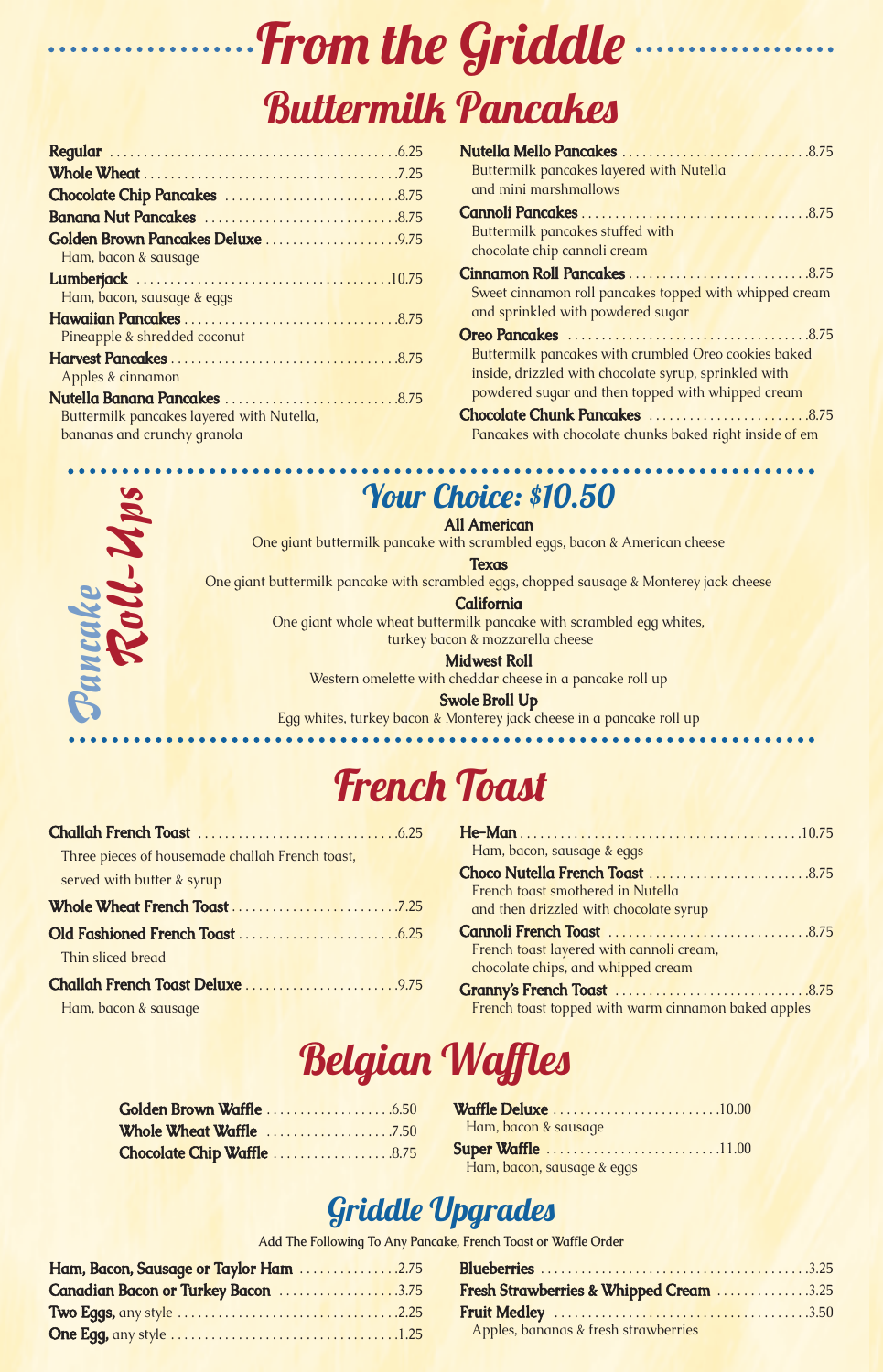# From the Griddle

## Buttermilk Pancakes

**Regular** .......... 6.25

**Whole Wheat** .......... 7.25

**Chocolate Chip Pancakes** .......... 8.75

**Banana Nut Pancakes** .......... 8.75

**Golden Brown Pancakes Deluxe** .......... 9.75
Ham, bacon & sausage

**Lumberjack** .......... 10.75
Ham, bacon, sausage & eggs

**Hawaiian Pancakes** .......... 8.75
Pineapple & shredded coconut

**Harvest Pancakes** .......... 8.75
Apples & cinnamon

**Nutella Banana Pancakes** .......... 8.75
Buttermilk pancakes layered with Nutella, bananas and crunchy granola

**Nutella Mello Pancakes** .......... 8.75
Buttermilk pancakes layered with Nutella and mini marshmallows

**Cannoli Pancakes** .......... 8.75
Buttermilk pancakes stuffed with chocolate chip cannoli cream

**Cinnamon Roll Pancakes** .......... 8.75
Sweet cinnamon roll pancakes topped with whipped cream and sprinkled with powdered sugar

**Oreo Pancakes** .......... 8.75
Buttermilk pancakes with crumbled Oreo cookies baked inside, drizzled with chocolate syrup, sprinkled with powdered sugar and then topped with whipped cream

**Chocolate Chunk Pancakes** .......... 8.75
Pancakes with chocolate chunks baked right inside of em

## Pancake Roll-Ups

### Your Choice: $10.50

**All American**
One giant buttermilk pancake with scrambled eggs, bacon & American cheese

**Texas**
One giant buttermilk pancake with scrambled eggs, chopped sausage & Monterey jack cheese

**California**
One giant whole wheat buttermilk pancake with scrambled egg whites, turkey bacon & mozzarella cheese

**Midwest Roll**
Western omelette with cheddar cheese in a pancake roll up

**Swole Broll Up**
Egg whites, turkey bacon & Monterey jack cheese in a pancake roll up

## French Toast

**Challah French Toast** .......... 6.25
Three pieces of housemade challah French toast, served with butter & syrup

**Whole Wheat French Toast** .......... 7.25

**Old Fashioned French Toast** .......... 6.25
Thin sliced bread

**Challah French Toast Deluxe** .......... 9.75
Ham, bacon & sausage

**He-Man** .......... 10.75
Ham, bacon, sausage & eggs

**Choco Nutella French Toast** .......... 8.75
French toast smothered in Nutella and then drizzled with chocolate syrup

**Cannoli French Toast** .......... 8.75
French toast layered with cannoli cream, chocolate chips, and whipped cream

**Granny's French Toast** .......... 8.75
French toast topped with warm cinnamon baked apples

## Belgian Waffles

**Golden Brown Waffle** .......... 6.50

**Whole Wheat Waffle** .......... 7.50

**Chocolate Chip Waffle** .......... 8.75

**Waffle Deluxe** .......... 10.00
Ham, bacon & sausage

**Super Waffle** .......... 11.00
Ham, bacon, sausage & eggs

## Griddle Upgrades

Add The Following To Any Pancake, French Toast or Waffle Order

**Ham, Bacon, Sausage or Taylor Ham** .......... 2.75

**Canadian Bacon or Turkey Bacon** .......... 3.75

**Two Eggs,** any style .......... 2.25

**One Egg,** any style .......... 1.25

**Blueberries** .......... 3.25

**Fresh Strawberries & Whipped Cream** .......... 3.25

**Fruit Medley** .......... 3.50
Apples, bananas & fresh strawberries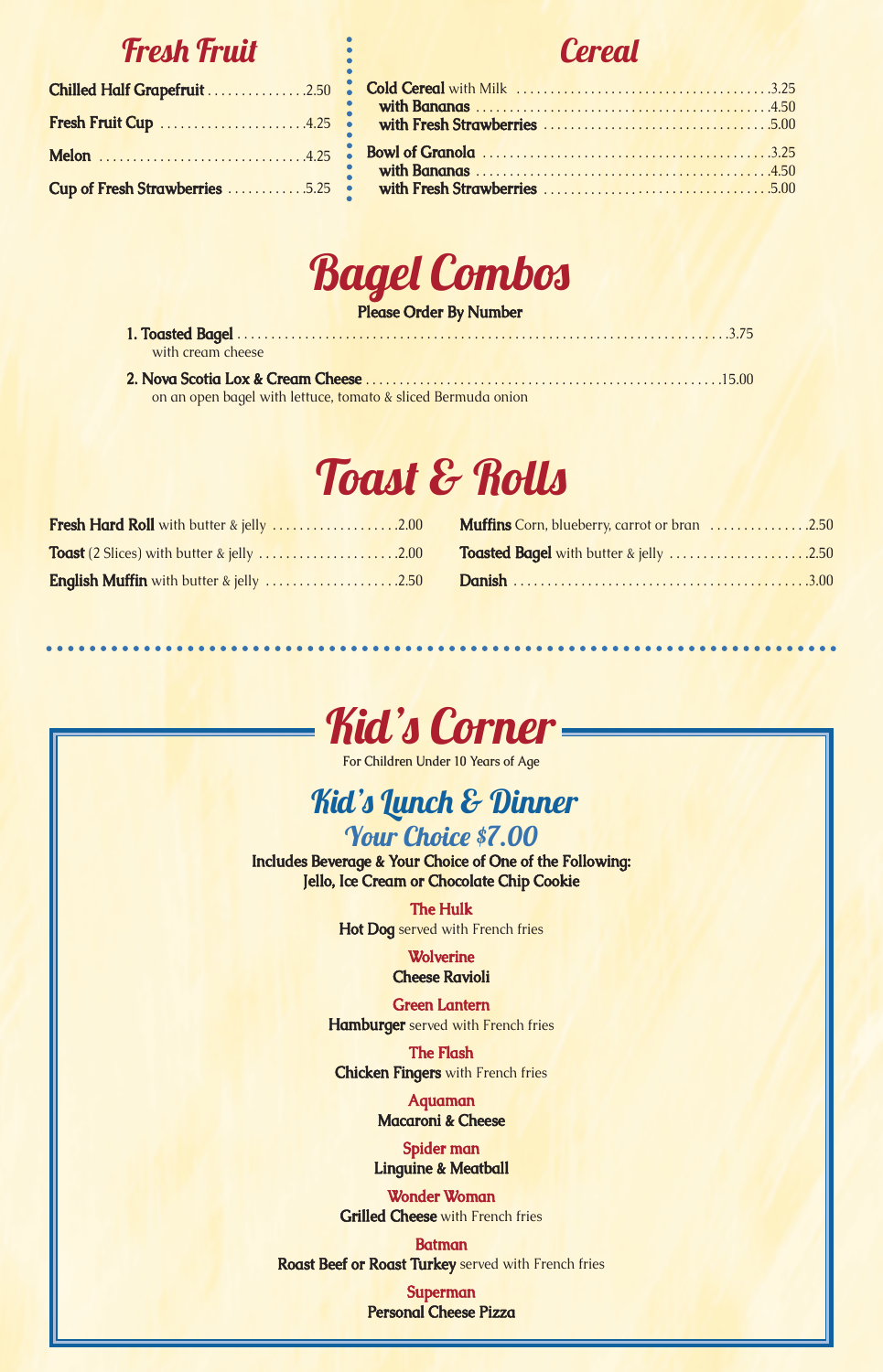## Fresh Fruit

**Chilled Half Grapefruit** .............. 2.50

**Fresh Fruit Cup** .............. 4.25

**Melon** .............. 4.25

**Cup of Fresh Strawberries** .............. 5.25

## Cereal

**Cold Cereal** with Milk .............. 3.25
**with Bananas** .............. 4.50
**with Fresh Strawberries** .............. 5.00

**Bowl of Granola** .............. 3.25
**with Bananas** .............. 4.50
**with Fresh Strawberries** .............. 5.00

# Bagel Combos

**Please Order By Number**

**1. Toasted Bagel** .............. 3.75
with cream cheese

**2. Nova Scotia Lox & Cream Cheese** .............. 15.00
on an open bagel with lettuce, tomato & sliced Bermuda onion

# Toast & Rolls

**Fresh Hard Roll** with butter & jelly .............. 2.00

**Toast** (2 Slices) with butter & jelly .............. 2.00

**English Muffin** with butter & jelly .............. 2.50

**Muffins** Corn, blueberry, carrot or bran .............. 2.50

**Toasted Bagel** with butter & jelly .............. 2.50

**Danish** .............. 3.00

# Kid's Corner

For Children Under 10 Years of Age

## Kid's Lunch & Dinner

### Your Choice $7.00

**Includes Beverage & Your Choice of One of the Following: Jello, Ice Cream or Chocolate Chip Cookie**

**The Hulk**
**Hot Dog** served with French fries

**Wolverine**
**Cheese Ravioli**

**Green Lantern**
**Hamburger** served with French fries

**The Flash**
**Chicken Fingers** with French fries

**Aquaman**
**Macaroni & Cheese**

**Spider man**
**Linguine & Meatball**

**Wonder Woman**
**Grilled Cheese** with French fries

**Batman**
**Roast Beef or Roast Turkey** served with French fries

**Superman**
**Personal Cheese Pizza**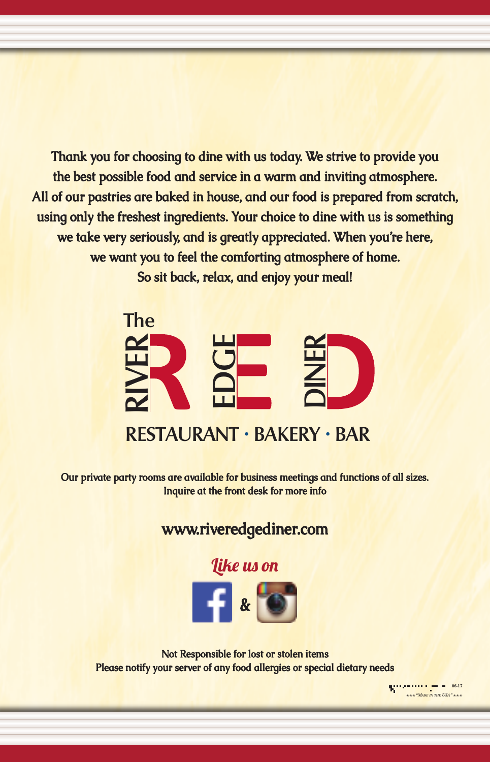Thank you for choosing to dine with us today. We strive to provide you the best possible food and service in a warm and inviting atmosphere. All of our pastries are baked in house, and our food is prepared from scratch, using only the freshest ingredients. Your choice to dine with us is something we take very seriously, and is greatly appreciated. When you're here, we want you to feel the comforting atmosphere of home. So sit back, relax, and enjoy your meal!

# The RIVER EDGE DINER

## RESTAURANT · BAKERY · BAR

Our private party rooms are available for business meetings and functions of all sizes.
Inquire at the front desk for more info

www.riveredgediner.com

*Like us on* &

Not Responsible for lost or stolen items
Please notify your server of any food allergies or special dietary needs

06-17
★★★ "Made in the USA" ★★★